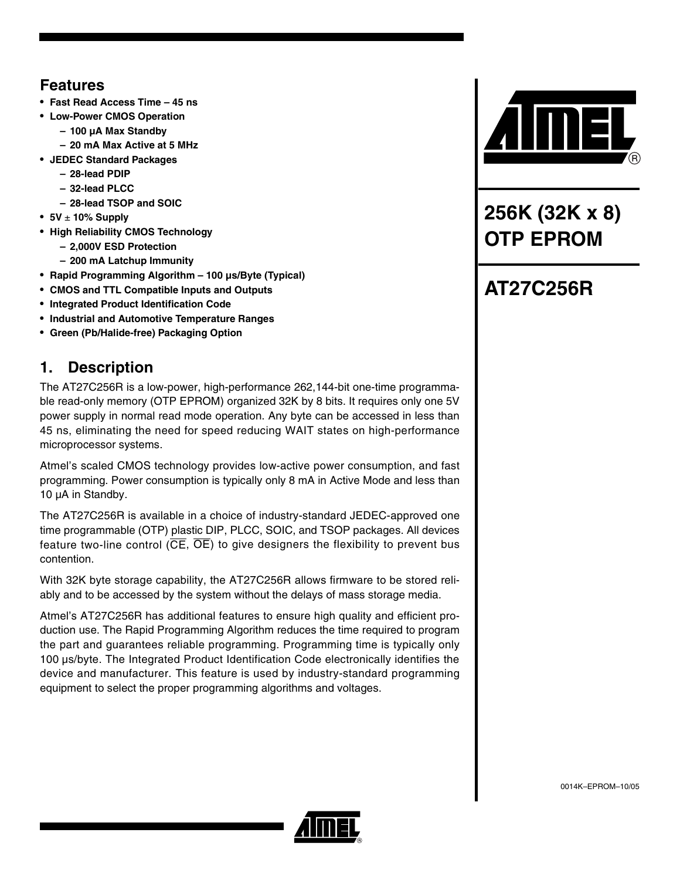# 256K (32K x 8) OTP EPROM

# AT27C256R

## Features

- **Fast Read Access Time – 45 ns**
- **Low-Power CMOS Operation**
  - **– 100 µA Max Standby**
  - **– 20 mA Max Active at 5 MHz**
- **JEDEC Standard Packages**
  - **– 28-lead PDIP**
  - **– 32-lead PLCC**
  - **– 28-lead TSOP and SOIC**
- **5V ± 10% Supply**
- **High Reliability CMOS Technology**
  - **– 2,000V ESD Protection**
  - **– 200 mA Latchup Immunity**
- **Rapid Programming Algorithm – 100 µs/Byte (Typical)**
- **CMOS and TTL Compatible Inputs and Outputs**
- **Integrated Product Identification Code**
- **Industrial and Automotive Temperature Ranges**
- **Green (Pb/Halide-free) Packaging Option**

## 1. Description

The AT27C256R is a low-power, high-performance 262,144-bit one-time programmable read-only memory (OTP EPROM) organized 32K by 8 bits. It requires only one 5V power supply in normal read mode operation. Any byte can be accessed in less than 45 ns, eliminating the need for speed reducing WAIT states on high-performance microprocessor systems.

Atmel's scaled CMOS technology provides low-active power consumption, and fast programming. Power consumption is typically only 8 mA in Active Mode and less than 10 µA in Standby.

The AT27C256R is available in a choice of industry-standard JEDEC-approved one time programmable (OTP) plastic DIP, PLCC, SOIC, and TSOP packages. All devices feature two-line control ($\overline{CE}$, $\overline{OE}$) to give designers the flexibility to prevent bus contention.

With 32K byte storage capability, the AT27C256R allows firmware to be stored reliably and to be accessed by the system without the delays of mass storage media.

Atmel's AT27C256R has additional features to ensure high quality and efficient production use. The Rapid Programming Algorithm reduces the time required to program the part and guarantees reliable programming. Programming time is typically only 100 µs/byte. The Integrated Product Identification Code electronically identifies the device and manufacturer. This feature is used by industry-standard programming equipment to select the proper programming algorithms and voltages.

0014K–EPROM–10/05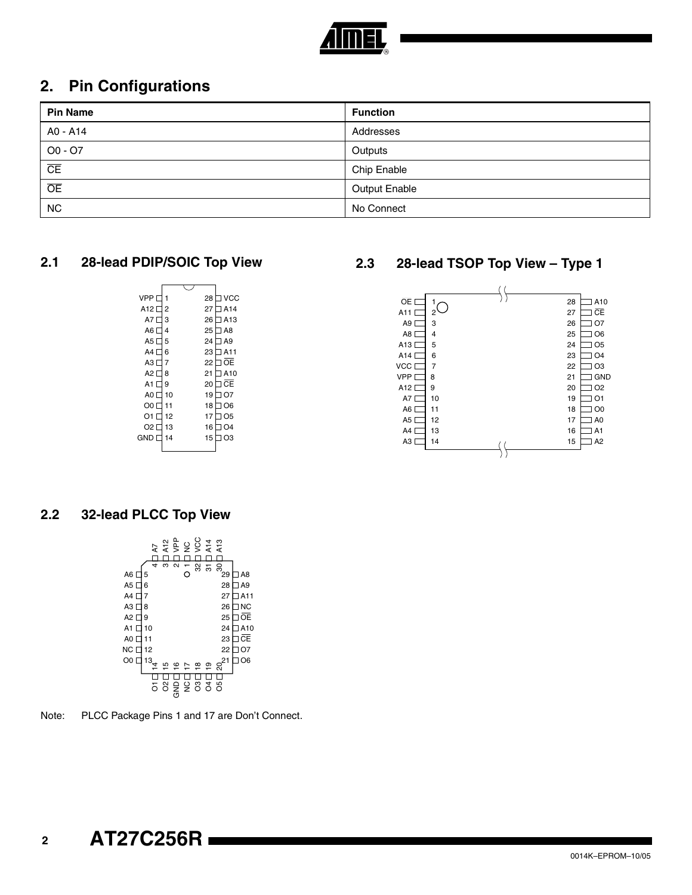## 2. Pin Configurations

| Pin Name | Function |
|---|---|
| A0 - A14 | Addresses |
| O0 - O7 | Outputs |
| $\overline{CE}$ | Chip Enable |
| $\overline{OE}$ | Output Enable |
| NC | No Connect |

### 2.1 28-lead PDIP/SOIC Top View

| Pin | Name | Pin | Name |
|---|---|---|---|
| 1 | VPP | 28 | VCC |
| 2 | A12 | 27 | A14 |
| 3 | A7 | 26 | A13 |
| 4 | A6 | 25 | A8 |
| 5 | A5 | 24 | A9 |
| 6 | A4 | 23 | A11 |
| 7 | A3 | 22 | $\overline{OE}$ |
| 8 | A2 | 21 | A10 |
| 9 | A1 | 20 | $\overline{CE}$ |
| 10 | A0 | 19 | O7 |
| 11 | O0 | 18 | O6 |
| 12 | O1 | 17 | O5 |
| 13 | O2 | 16 | O4 |
| 14 | GND | 15 | O3 |

### 2.3 28-lead TSOP Top View – Type 1

| Pin | Name | Pin | Name |
|---|---|---|---|
| 1 | OE | 28 | A10 |
| 2 | A11 | 27 | $\overline{CE}$ |
| 3 | A9 | 26 | O7 |
| 4 | A8 | 25 | O6 |
| 5 | A13 | 24 | O5 |
| 6 | A14 | 23 | O4 |
| 7 | VCC | 22 | O3 |
| 8 | VPP | 21 | GND |
| 9 | A12 | 20 | O2 |
| 10 | A7 | 19 | O1 |
| 11 | A6 | 18 | O0 |
| 12 | A5 | 17 | A0 |
| 13 | A4 | 16 | A1 |
| 14 | A3 | 15 | A2 |

### 2.2 32-lead PLCC Top View

| Pin | Name | Pin | Name |
|---|---|---|---|
| 1 | NC | 17 | NC |
| 2 | VPP | 18 | O3 |
| 3 | A12 | 19 | O4 |
| 4 | A7 | 20 | O5 |
| 5 | A6 | 21 | O6 |
| 6 | A5 | 22 | O7 |
| 7 | A4 | 23 | $\overline{CE}$ |
| 8 | A3 | 24 | A10 |
| 9 | A2 | 25 | $\overline{OE}$ |
| 10 | A1 | 26 | NC |
| 11 | A0 | 27 | A11 |
| 12 | NC | 28 | A9 |
| 13 | O0 | 29 | A8 |
| 14 | O1 | 30 | A13 |
| 15 | O2 | 31 | A14 |
| 16 | GND | 32 | VCC |

Note: PLCC Package Pins 1 and 17 are Don't Connect.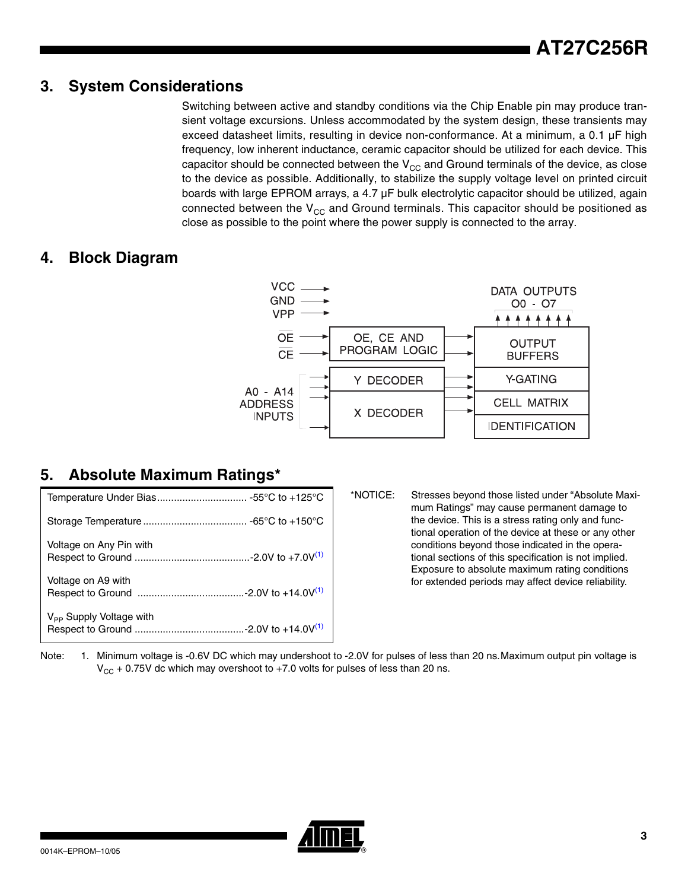## 3. System Considerations

Switching between active and standby conditions via the Chip Enable pin may produce transient voltage excursions. Unless accommodated by the system design, these transients may exceed datasheet limits, resulting in device non-conformance. At a minimum, a 0.1 µF high frequency, low inherent inductance, ceramic capacitor should be utilized for each device. This capacitor should be connected between the $V_{CC}$ and Ground terminals of the device, as close to the device as possible. Additionally, to stabilize the supply voltage level on printed circuit boards with large EPROM arrays, a 4.7 µF bulk electrolytic capacitor should be utilized, again connected between the $V_{CC}$ and Ground terminals. This capacitor should be positioned as close as possible to the point where the power supply is connected to the array.

## 4. Block Diagram

VCC, GND, VPP inputs; $\overline{OE}$ and $\overline{CE}$ → OE, CE AND PROGRAM LOGIC → OUTPUT BUFFERS → DATA OUTPUTS O0 - O7

A0 - A14 ADDRESS INPUTS → Y DECODER → Y-GATING; X DECODER → CELL MATRIX; IDENTIFICATION

## 5. Absolute Maximum Ratings*

| Parameter | Rating |
|---|---|
| Temperature Under Bias | -55°C to +125°C |
| Storage Temperature | -65°C to +150°C |
| Voltage on Any Pin with Respect to Ground | -2.0V to +7.0V[(1)] |
| Voltage on A9 with Respect to Ground | -2.0V to +14.0V[(1)] |
| $V_{PP}$ Supply Voltage with Respect to Ground | -2.0V to +14.0V[(1)] |

*NOTICE: Stresses beyond those listed under "Absolute Maximum Ratings" may cause permanent damage to the device. This is a stress rating only and functional operation of the device at these or any other conditions beyond those indicated in the operational sections of this specification is not implied. Exposure to absolute maximum rating conditions for extended periods may affect device reliability.

Note: 1. Minimum voltage is -0.6V DC which may undershoot to -2.0V for pulses of less than 20 ns. Maximum output pin voltage is $V_{CC}$ + 0.75V dc which may overshoot to +7.0 volts for pulses of less than 20 ns.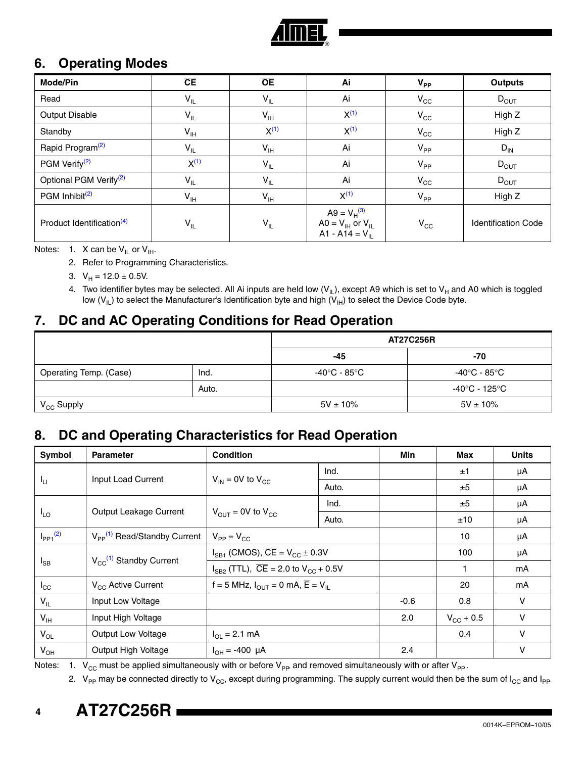## 6. Operating Modes

| Mode/Pin | $\overline{CE}$ | $\overline{OE}$ | Ai | $V_{PP}$ | Outputs |
|---|---|---|---|---|---|
| Read | $V_{IL}$ | $V_{IL}$ | Ai | $V_{CC}$ | $D_{OUT}$ |
| Output Disable | $V_{IL}$ | $V_{IH}$ | X[1] | $V_{CC}$ | High Z |
| Standby | $V_{IH}$ | X[1] | X[1] | $V_{CC}$ | High Z |
| Rapid Program[2] | $V_{IL}$ | $V_{IH}$ | Ai | $V_{PP}$ | $D_{IN}$ |
| PGM Verify[2] | X[1] | $V_{IL}$ | Ai | $V_{PP}$ | $D_{OUT}$ |
| Optional PGM Verify[2] | $V_{IL}$ | $V_{IL}$ | Ai | $V_{CC}$ | $D_{OUT}$ |
| PGM Inhibit[2] | $V_{IH}$ | $V_{IH}$ | X[1] | $V_{PP}$ | High Z |
| Product Identification[4] | $V_{IL}$ | $V_{IL}$ | A9 = $V_H$[3] <br> A0 = $V_{IH}$ or $V_{IL}$ <br> A1 - A14 = $V_{IL}$ | $V_{CC}$ | Identification Code |

Notes:
1. X can be $V_{IL}$ or $V_{IH}$.
2. Refer to Programming Characteristics.
3. $V_H$ = 12.0 ± 0.5V.
4. Two identifier bytes may be selected. All Ai inputs are held low ($V_{IL}$), except A9 which is set to $V_H$ and A0 which is toggled low ($V_{IL}$) to select the Manufacturer's Identification byte and high ($V_{IH}$) to select the Device Code byte.

## 7. DC and AC Operating Conditions for Read Operation

| | | AT27C256R | |
|---|---|---|---|
| | | -45 | -70 |
| Operating Temp. (Case) | Ind. | -40°C - 85°C | -40°C - 85°C |
| | Auto. | | -40°C - 125°C |
| $V_{CC}$ Supply | | 5V ± 10% | 5V ± 10% |

## 8. DC and Operating Characteristics for Read Operation

| Symbol | Parameter | Condition | | Min | Max | Units |
|---|---|---|---|---|---|---|
| $I_{LI}$ | Input Load Current | $V_{IN}$ = 0V to $V_{CC}$ | Ind. | | ±1 | µA |
| | | | Auto. | | ±5 | µA |
| $I_{LO}$ | Output Leakage Current | $V_{OUT}$ = 0V to $V_{CC}$ | Ind. | | ±5 | µA |
| | | | Auto. | | ±10 | µA |
| $I_{PP1}$[2] | $V_{PP}$[1] Read/Standby Current | $V_{PP}$ = $V_{CC}$ | | | 10 | µA |
| $I_{SB}$ | $V_{CC}$[1] Standby Current | $I_{SB1}$ (CMOS), $\overline{CE}$ = $V_{CC}$ ± 0.3V | | | 100 | µA |
| | | $I_{SB2}$ (TTL), $\overline{CE}$ = 2.0 to $V_{CC}$ + 0.5V | | | 1 | mA |
| $I_{CC}$ | $V_{CC}$ Active Current | f = 5 MHz, $I_{OUT}$ = 0 mA, $\overline{E}$ = $V_{IL}$ | | | 20 | mA |
| $V_{IL}$ | Input Low Voltage | | | -0.6 | 0.8 | V |
| $V_{IH}$ | Input High Voltage | | | 2.0 | $V_{CC}$ + 0.5 | V |
| $V_{OL}$ | Output Low Voltage | $I_{OL}$ = 2.1 mA | | | 0.4 | V |
| $V_{OH}$ | Output High Voltage | $I_{OH}$ = -400 µA | | 2.4 | | V |

Notes:
1. $V_{CC}$ must be applied simultaneously with or before $V_{PP}$ and removed simultaneously with or after $V_{PP}$.
2. $V_{PP}$ may be connected directly to $V_{CC}$, except during programming. The supply current would then be the sum of $I_{CC}$ and $I_{PP}$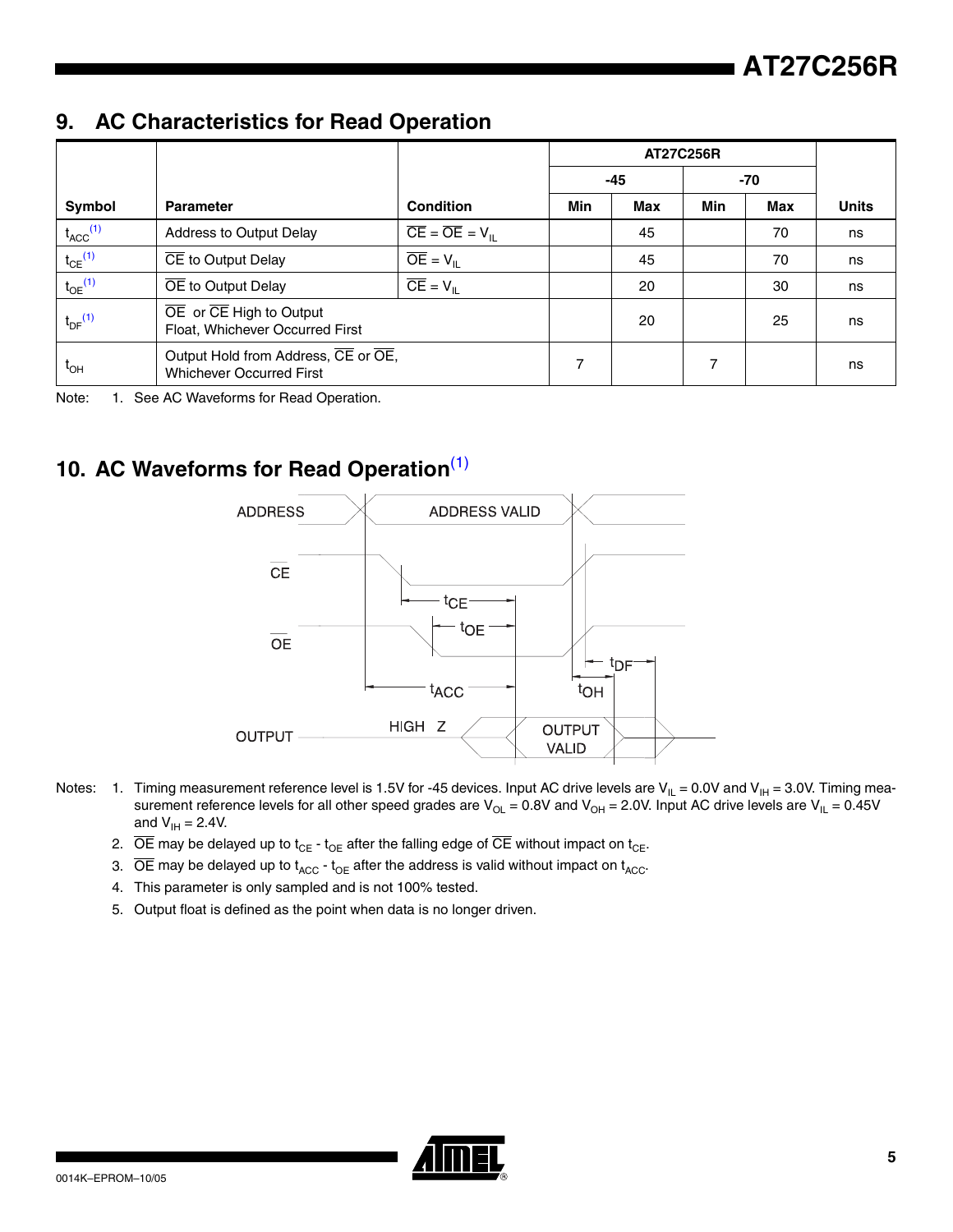## 9. AC Characteristics for Read Operation

| | | | AT27C256R | | | | |
|---|---|---|---|---|---|---|---|
| | | | -45 | | -70 | | |
| Symbol | Parameter | Condition | Min | Max | Min | Max | Units |
| $t_{ACC}$ [(1)] | Address to Output Delay | $\overline{CE} = \overline{OE} = V_{IL}$ | | 45 | | 70 | ns |
| $t_{CE}$ [(1)] | $\overline{CE}$ to Output Delay | $\overline{OE} = V_{IL}$ | | 45 | | 70 | ns |
| $t_{OE}$ [(1)] | $\overline{OE}$ to Output Delay | $\overline{CE} = V_{IL}$ | | 20 | | 30 | ns |
| $t_{DF}$ [(1)] | $\overline{OE}$ or $\overline{CE}$ High to Output Float, Whichever Occurred First | | | 20 | | 25 | ns |
| $t_{OH}$ | Output Hold from Address, $\overline{CE}$ or $\overline{OE}$, Whichever Occurred First | | 7 | | 7 | | ns |

Note: 1. See AC Waveforms for Read Operation.

## 10. AC Waveforms for Read Operation[(1)]

Notes:
1. Timing measurement reference level is 1.5V for -45 devices. Input AC drive levels are $V_{IL}$ = 0.0V and $V_{IH}$ = 3.0V. Timing measurement reference levels for all other speed grades are $V_{OL}$ = 0.8V and $V_{OH}$ = 2.0V. Input AC drive levels are $V_{IL}$ = 0.45V and $V_{IH}$ = 2.4V.
2. $\overline{OE}$ may be delayed up to $t_{CE}$ - $t_{OE}$ after the falling edge of $\overline{CE}$ without impact on $t_{CE}$.
3. $\overline{OE}$ may be delayed up to $t_{ACC}$ - $t_{OE}$ after the address is valid without impact on $t_{ACC}$.
4. This parameter is only sampled and is not 100% tested.
5. Output float is defined as the point when data is no longer driven.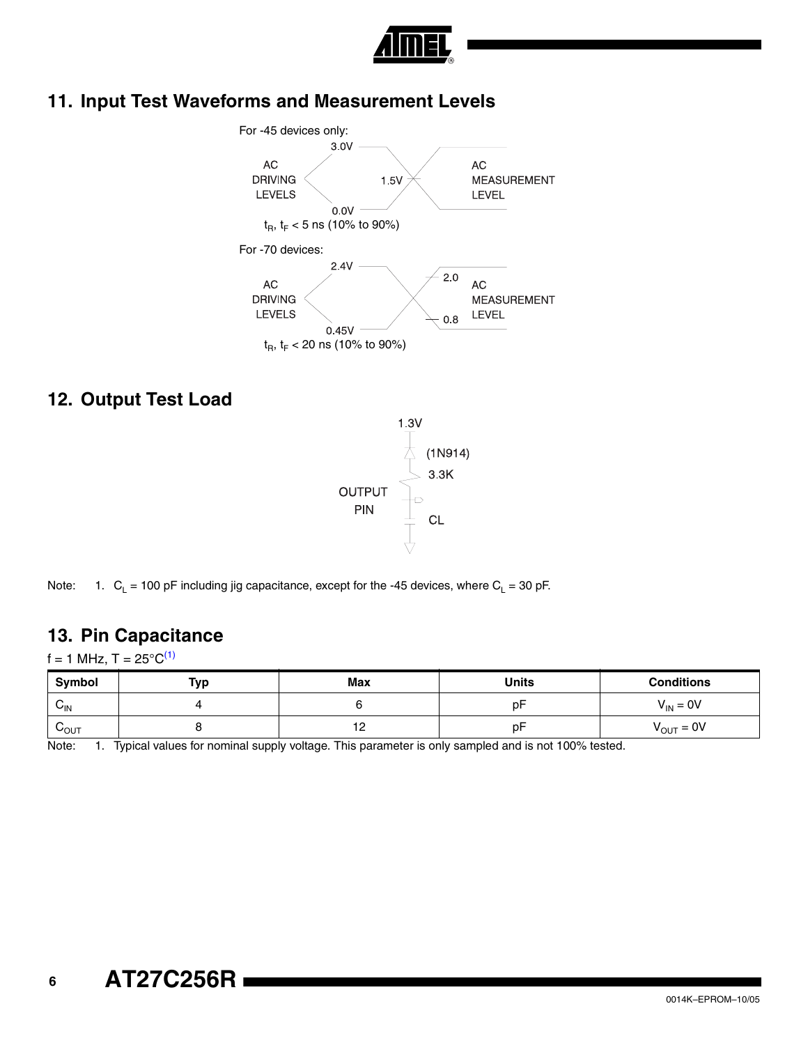## 11. Input Test Waveforms and Measurement Levels

For -45 devices only:

3.0V

AC DRIVING LEVELS

1.5V

AC MEASUREMENT LEVEL

0.0V

$t_R$, $t_F$ < 5 ns (10% to 90%)

For -70 devices:

2.4V

AC DRIVING LEVELS

2.0

AC MEASUREMENT LEVEL

0.8

0.45V

$t_R$, $t_F$ < 20 ns (10% to 90%)

## 12. Output Test Load

1.3V

(1N914)

3.3K

OUTPUT PIN

CL

Note: 1. $C_L$ = 100 pF including jig capacitance, except for the -45 devices, where $C_L$ = 30 pF.

## 13. Pin Capacitance

f = 1 MHz, T = 25°C[(1)]

| Symbol | Typ | Max | Units | Conditions |
| --- | --- | --- | --- | --- |
| $C_{IN}$ | 4 | 6 | pF | $V_{IN}$ = 0V |
| $C_{OUT}$ | 8 | 12 | pF | $V_{OUT}$ = 0V |

Note: 1. Typical values for nominal supply voltage. This parameter is only sampled and is not 100% tested.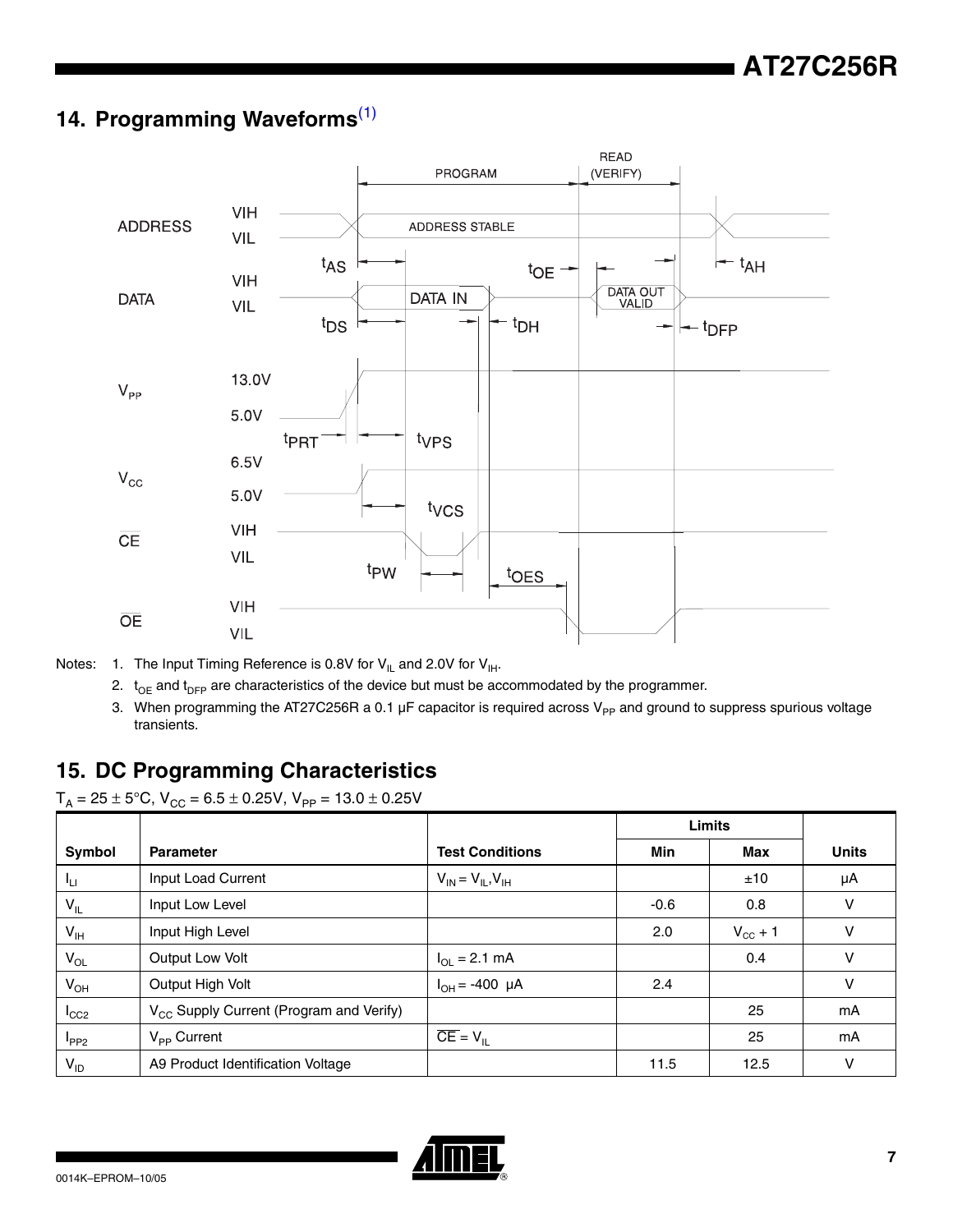## 14. Programming Waveforms[1]

Notes: 1. The Input Timing Reference is 0.8V for $V_{IL}$ and 2.0V for $V_{IH}$.

2. $t_{OE}$ and $t_{DFP}$ are characteristics of the device but must be accommodated by the programmer.

3. When programming the AT27C256R a 0.1 µF capacitor is required across $V_{PP}$ and ground to suppress spurious voltage transients.

## 15. DC Programming Characteristics

$T_A$ = 25 ± 5°C, $V_{CC}$ = 6.5 ± 0.25V, $V_{PP}$ = 13.0 ± 0.25V

| Symbol | Parameter | Test Conditions | Limits | | Units |
|---|---|---|---|---|---|
| | | | Min | Max | |
| $I_{LI}$ | Input Load Current | $V_{IN} = V_{IL}, V_{IH}$ | | ±10 | µA |
| $V_{IL}$ | Input Low Level | | -0.6 | 0.8 | V |
| $V_{IH}$ | Input High Level | | 2.0 | $V_{CC}$ + 1 | V |
| $V_{OL}$ | Output Low Volt | $I_{OL}$ = 2.1 mA | | 0.4 | V |
| $V_{OH}$ | Output High Volt | $I_{OH}$ = -400 µA | 2.4 | | V |
| $I_{CC2}$ | $V_{CC}$ Supply Current (Program and Verify) | | | 25 | mA |
| $I_{PP2}$ | $V_{PP}$ Current | $\overline{CE} = V_{IL}$ | | 25 | mA |
| $V_{ID}$ | A9 Product Identification Voltage | | 11.5 | 12.5 | V |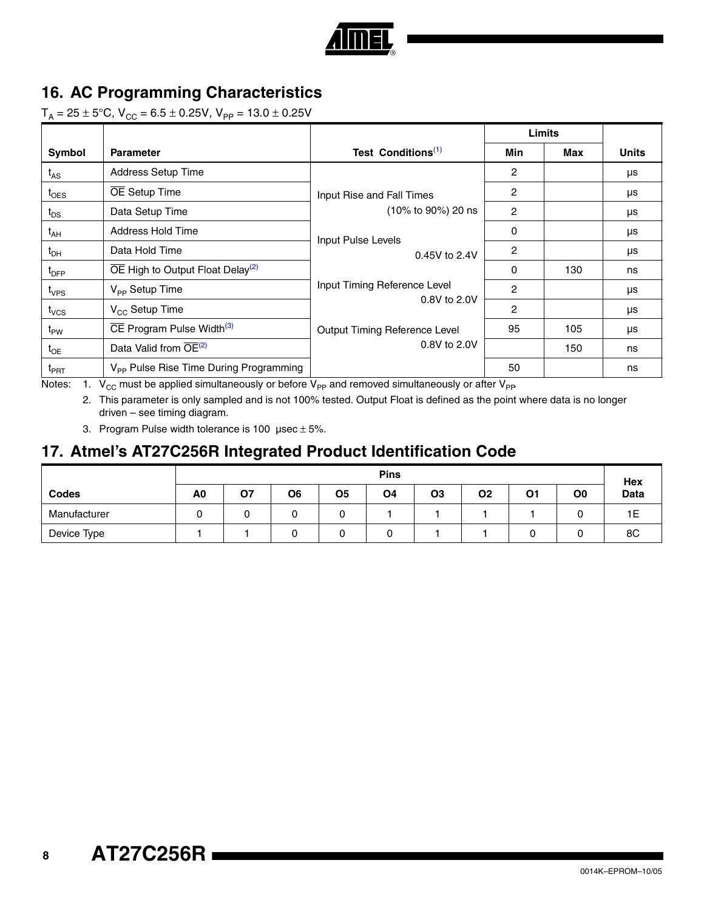## 16. AC Programming Characteristics

$T_A = 25 \pm 5°C$, $V_{CC} = 6.5 \pm 0.25V$, $V_{PP} = 13.0 \pm 0.25V$

| Symbol | Parameter | Test Conditions[1] | Limits | | Units |
|---|---|---|---|---|---|
| | | | Min | Max | |
| $t_{AS}$ | Address Setup Time | Input Rise and Fall Times (10% to 90%) 20 ns | 2 | | µs |
| $t_{OES}$ | $\overline{OE}$ Setup Time | | 2 | | µs |
| $t_{DS}$ | Data Setup Time | | 2 | | µs |
| $t_{AH}$ | Address Hold Time | Input Pulse Levels 0.45V to 2.4V | 0 | | µs |
| $t_{DH}$ | Data Hold Time | | 2 | | µs |
| $t_{DFP}$ | $\overline{OE}$ High to Output Float Delay[2] | | 0 | 130 | ns |
| $t_{VPS}$ | $V_{PP}$ Setup Time | Input Timing Reference Level 0.8V to 2.0V | 2 | | µs |
| $t_{VCS}$ | $V_{CC}$ Setup Time | | 2 | | µs |
| $t_{PW}$ | $\overline{CE}$ Program Pulse Width[3] | Output Timing Reference Level 0.8V to 2.0V | 95 | 105 | µs |
| $t_{OE}$ | Data Valid from $\overline{OE}$[2] | | | 150 | ns |
| $t_{PRT}$ | $V_{PP}$ Pulse Rise Time During Programming | | 50 | | ns |

Notes:
1. $V_{CC}$ must be applied simultaneously or before $V_{PP}$ and removed simultaneously or after $V_{PP}$.
2. This parameter is only sampled and is not 100% tested. Output Float is defined as the point where data is no longer driven – see timing diagram.
3. Program Pulse width tolerance is 100 µsec ± 5%.

## 17. Atmel's AT27C256R Integrated Product Identification Code

| Codes | Pins | | | | | | | | | Hex Data |
|---|---|---|---|---|---|---|---|---|---|---|
| | A0 | O7 | O6 | O5 | O4 | O3 | O2 | O1 | O0 | |
| Manufacturer | 0 | 0 | 0 | 0 | 1 | 1 | 1 | 1 | 0 | 1E |
| Device Type | 1 | 1 | 0 | 0 | 0 | 1 | 1 | 0 | 0 | 8C |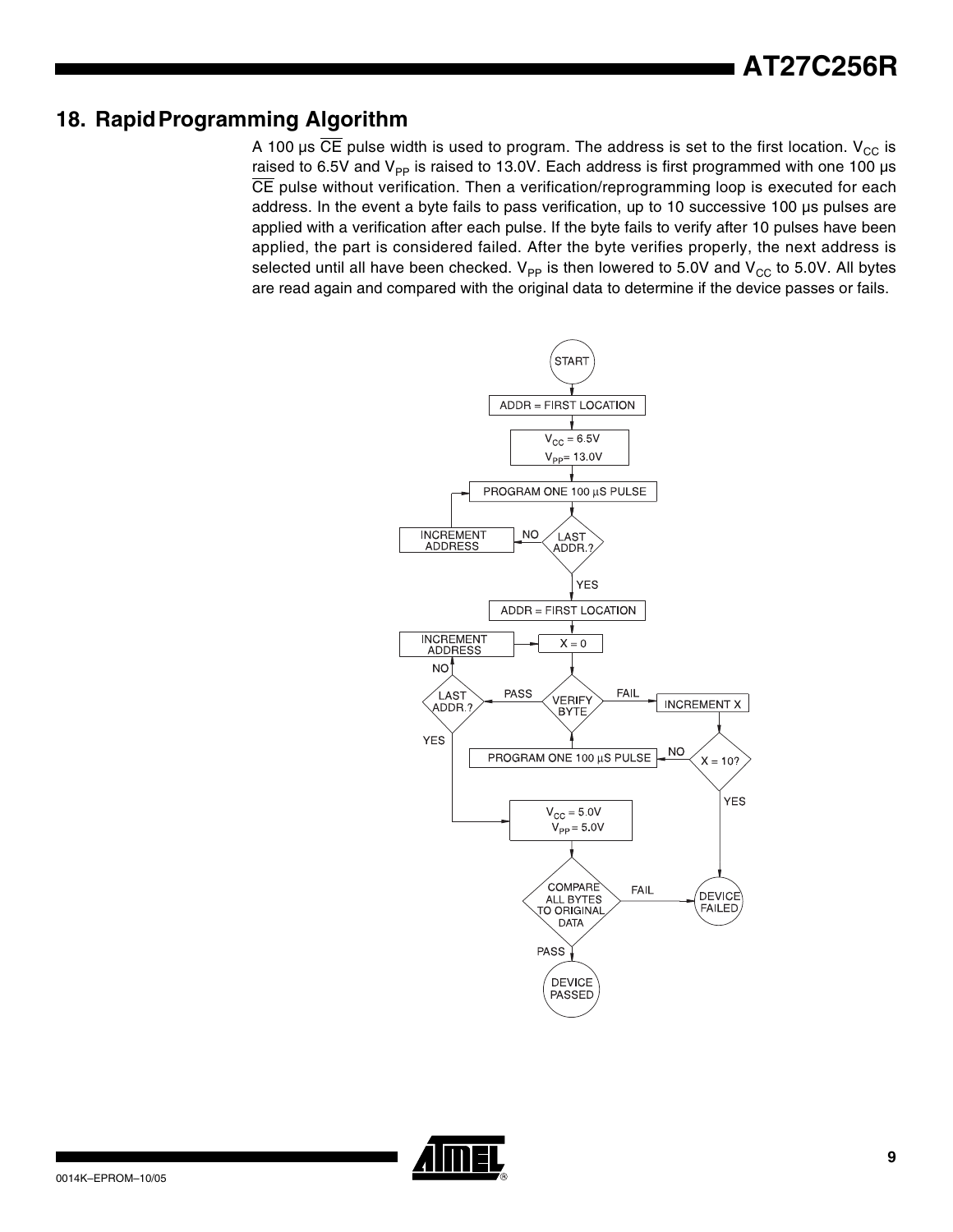## 18. Rapid Programming Algorithm

A 100 µs $\overline{CE}$ pulse width is used to program. The address is set to the first location. $V_{CC}$ is raised to 6.5V and $V_{PP}$ is raised to 13.0V. Each address is first programmed with one 100 µs $\overline{CE}$ pulse without verification. Then a verification/reprogramming loop is executed for each address. In the event a byte fails to pass verification, up to 10 successive 100 µs pulses are applied with a verification after each pulse. If the byte fails to verify after 10 pulses have been applied, the part is considered failed. After the byte verifies properly, the next address is selected until all have been checked. $V_{PP}$ is then lowered to 5.0V and $V_{CC}$ to 5.0V. All bytes are read again and compared with the original data to determine if the device passes or fails.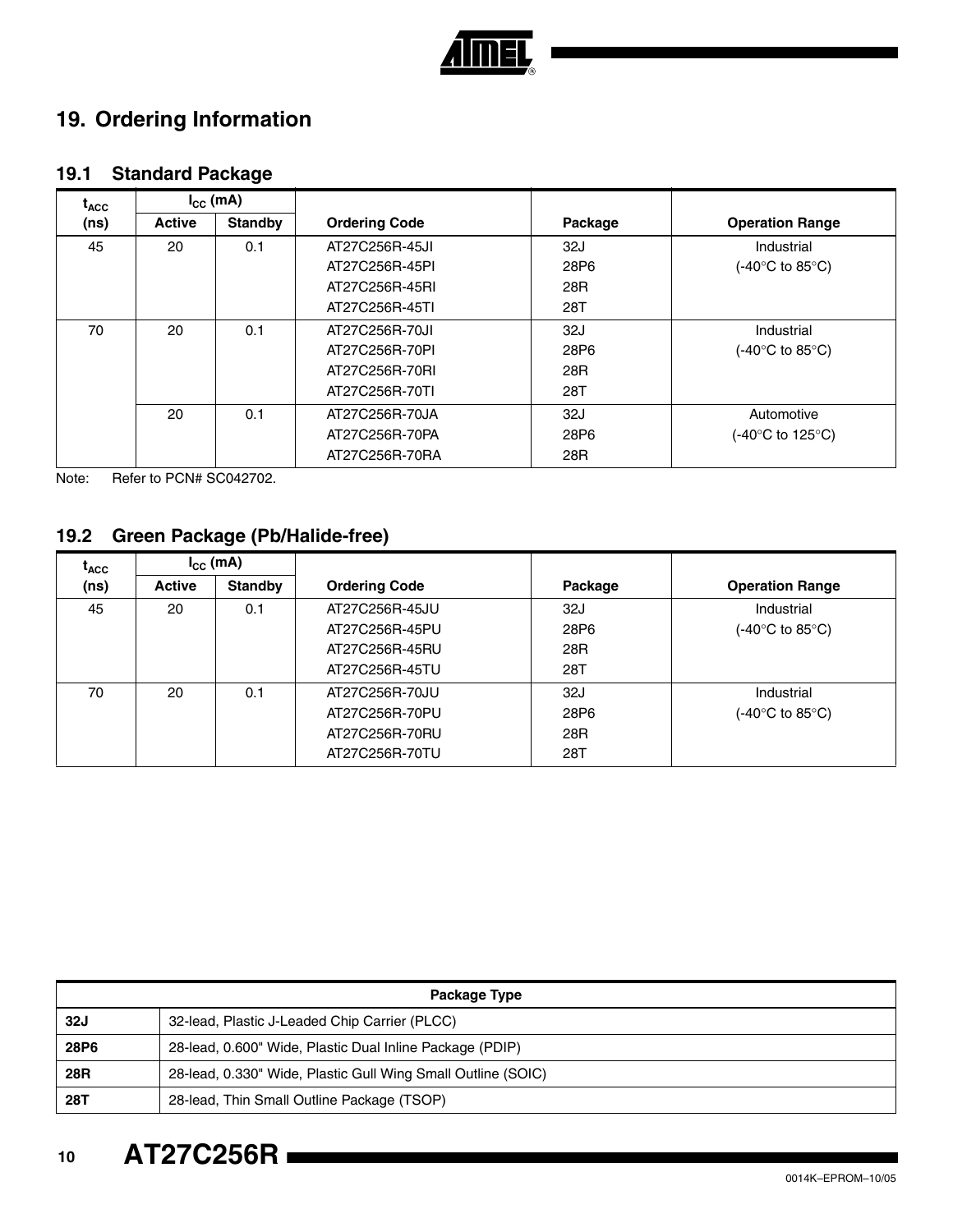# 19. Ordering Information

## 19.1 Standard Package

| $t_{ACC}$ (ns) | $I_{CC}$ (mA) | | Ordering Code | Package | Operation Range |
|---|---|---|---|---|---|
| | Active | Standby | | | |
| 45 | 20 | 0.1 | AT27C256R-45JI<br>AT27C256R-45PI<br>AT27C256R-45RI<br>AT27C256R-45TI | 32J<br>28P6<br>28R<br>28T | Industrial<br>(-40°C to 85°C) |
| 70 | 20 | 0.1 | AT27C256R-70JI<br>AT27C256R-70PI<br>AT27C256R-70RI<br>AT27C256R-70TI | 32J<br>28P6<br>28R<br>28T | Industrial<br>(-40°C to 85°C) |
| | 20 | 0.1 | AT27C256R-70JA<br>AT27C256R-70PA<br>AT27C256R-70RA | 32J<br>28P6<br>28R | Automotive<br>(-40°C to 125°C) |

Note: Refer to PCN# SC042702.

## 19.2 Green Package (Pb/Halide-free)

| $t_{ACC}$ (ns) | $I_{CC}$ (mA) | | Ordering Code | Package | Operation Range |
|---|---|---|---|---|---|
| | Active | Standby | | | |
| 45 | 20 | 0.1 | AT27C256R-45JU<br>AT27C256R-45PU<br>AT27C256R-45RU<br>AT27C256R-45TU | 32J<br>28P6<br>28R<br>28T | Industrial<br>(-40°C to 85°C) |
| 70 | 20 | 0.1 | AT27C256R-70JU<br>AT27C256R-70PU<br>AT27C256R-70RU<br>AT27C256R-70TU | 32J<br>28P6<br>28R<br>28T | Industrial<br>(-40°C to 85°C) |

| Package Type | |
|---|---|
| **32J** | 32-lead, Plastic J-Leaded Chip Carrier (PLCC) |
| **28P6** | 28-lead, 0.600" Wide, Plastic Dual Inline Package (PDIP) |
| **28R** | 28-lead, 0.330" Wide, Plastic Gull Wing Small Outline (SOIC) |
| **28T** | 28-lead, Thin Small Outline Package (TSOP) |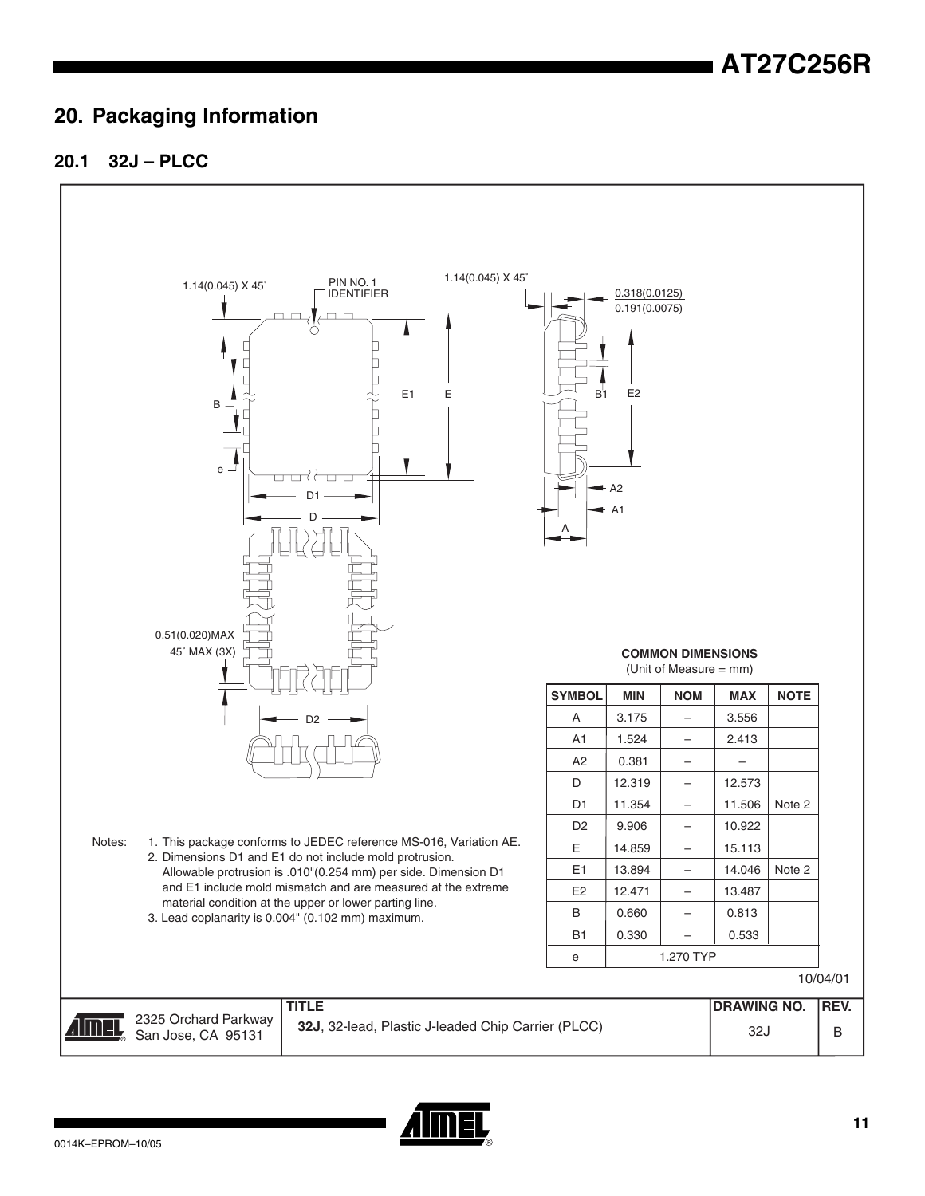## 20. Packaging Information

### 20.1 32J – PLCC

**COMMON DIMENSIONS**
(Unit of Measure = mm)

| SYMBOL | MIN | NOM | MAX | NOTE |
|---|---|---|---|---|
| A | 3.175 | – | 3.556 | |
| A1 | 1.524 | – | 2.413 | |
| A2 | 0.381 | – | – | |
| D | 12.319 | – | 12.573 | |
| D1 | 11.354 | – | 11.506 | Note 2 |
| D2 | 9.906 | – | 10.922 | |
| E | 14.859 | – | 15.113 | |
| E1 | 13.894 | – | 14.046 | Note 2 |
| E2 | 12.471 | – | 13.487 | |
| B | 0.660 | – | 0.813 | |
| B1 | 0.330 | – | 0.533 | |
| e | 1.270 TYP | | | |

Notes:
1. This package conforms to JEDEC reference MS-016, Variation AE.
2. Dimensions D1 and E1 do not include mold protrusion. Allowable protrusion is .010"(0.254 mm) per side. Dimension D1 and E1 include mold mismatch and are measured at the extreme material condition at the upper or lower parting line.
3. Lead coplanarity is 0.004" (0.102 mm) maximum.

10/04/01

| | TITLE | DRAWING NO. | REV. |
|---|---|---|---|
| 2325 Orchard Parkway San Jose, CA 95131 | **32J**, 32-lead, Plastic J-leaded Chip Carrier (PLCC) | 32J | B |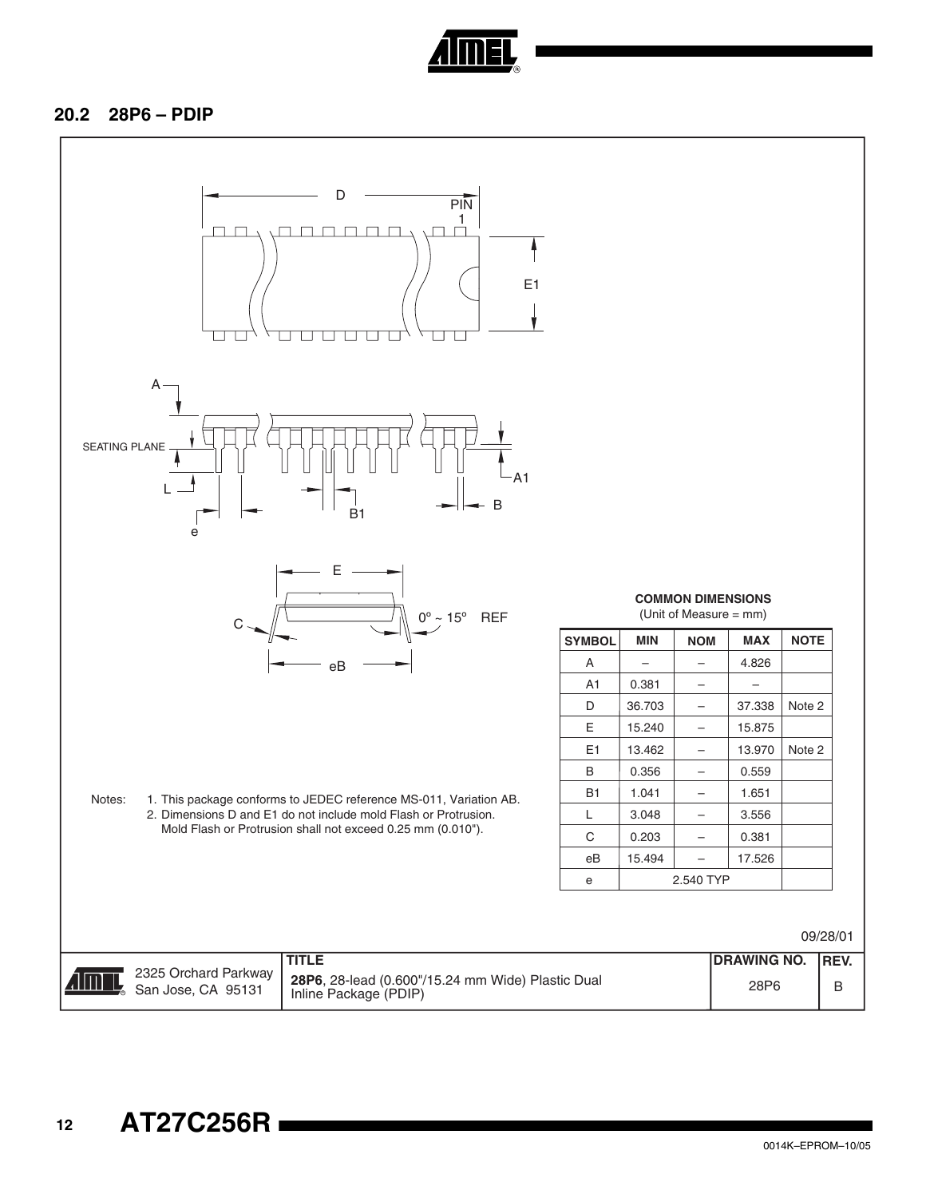## 20.2 28P6 – PDIP

**COMMON DIMENSIONS**
(Unit of Measure = mm)

| SYMBOL | MIN | NOM | MAX | NOTE |
|---|---|---|---|---|
| A | – | – | 4.826 | |
| A1 | 0.381 | – | – | |
| D | 36.703 | – | 37.338 | Note 2 |
| E | 15.240 | – | 15.875 | |
| E1 | 13.462 | – | 13.970 | Note 2 |
| B | 0.356 | – | 0.559 | |
| B1 | 1.041 | – | 1.651 | |
| L | 3.048 | – | 3.556 | |
| C | 0.203 | – | 0.381 | |
| eB | 15.494 | – | 17.526 | |
| e | 2.540 TYP | | | |

Notes:
1. This package conforms to JEDEC reference MS-011, Variation AB.
2. Dimensions D and E1 do not include mold Flash or Protrusion. Mold Flash or Protrusion shall not exceed 0.25 mm (0.010").

09/28/01

| | TITLE | DRAWING NO. | REV. |
|---|---|---|---|
| 2325 Orchard Parkway San Jose, CA 95131 | **28P6**, 28-lead (0.600"/15.24 mm Wide) Plastic Dual Inline Package (PDIP) | 28P6 | B |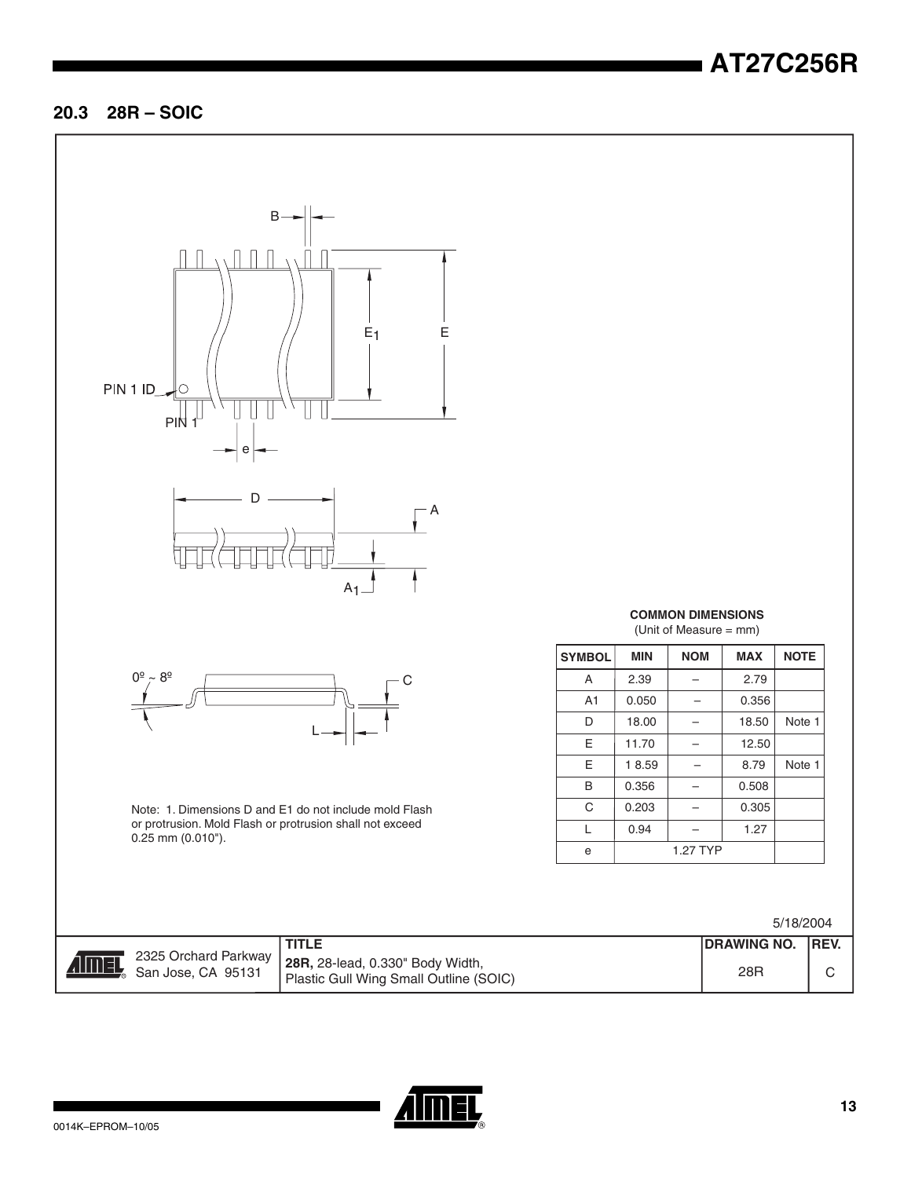## 20.3 28R – SOIC

Note: 1. Dimensions D and E1 do not include mold Flash or protrusion. Mold Flash or protrusion shall not exceed 0.25 mm (0.010").

**COMMON DIMENSIONS**
(Unit of Measure = mm)

| SYMBOL | MIN | NOM | MAX | NOTE |
|---|---|---|---|---|
| A | 2.39 | – | 2.79 | |
| A1 | 0.050 | – | 0.356 | |
| D | 18.00 | – | 18.50 | Note 1 |
| E | 11.70 | – | 12.50 | |
| E | 1 8.59 | – | 8.79 | Note 1 |
| B | 0.356 | – | 0.508 | |
| C | 0.203 | – | 0.305 | |
| L | 0.94 | – | 1.27 | |
| e | | 1.27 TYP | | |

5/18/2004

| | TITLE | DRAWING NO. | REV. |
|---|---|---|---|
| 2325 Orchard Parkway San Jose, CA 95131 | **28R,** 28-lead, 0.330" Body Width, Plastic Gull Wing Small Outline (SOIC) | 28R | C |

0014K–EPROM–10/05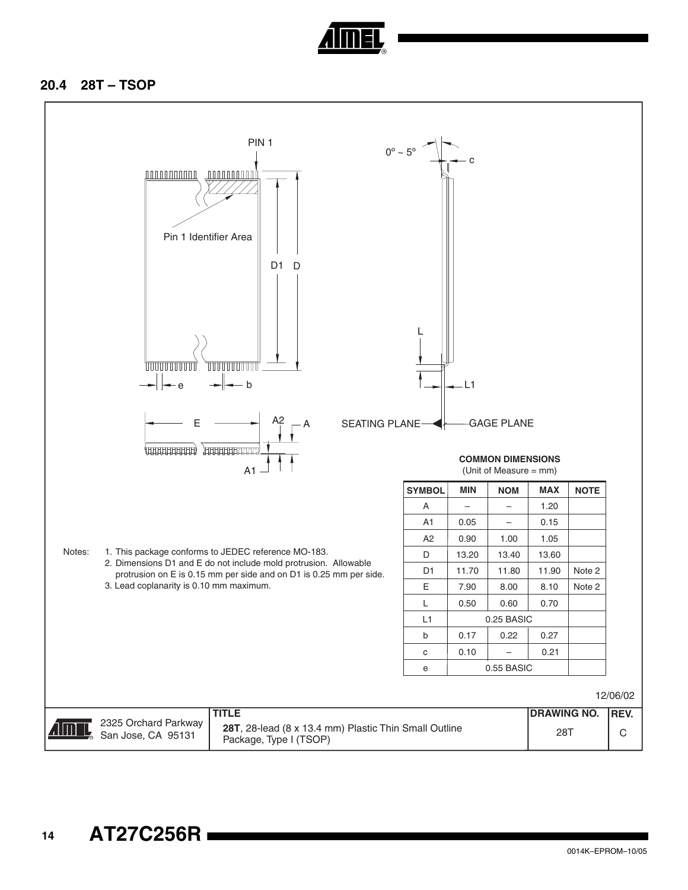## 20.4 28T – TSOP

PIN 1

Pin 1 Identifier Area

D1 D

e b

E A2 A

A1

0° ~ 5° c

L

L1

SEATING PLANE GAGE PLANE

**COMMON DIMENSIONS**
(Unit of Measure = mm)

| SYMBOL | MIN | NOM | MAX | NOTE |
|---|---|---|---|---|
| A | – | – | 1.20 | |
| A1 | 0.05 | – | 0.15 | |
| A2 | 0.90 | 1.00 | 1.05 | |
| D | 13.20 | 13.40 | 13.60 | |
| D1 | 11.70 | 11.80 | 11.90 | Note 2 |
| E | 7.90 | 8.00 | 8.10 | Note 2 |
| L | 0.50 | 0.60 | 0.70 | |
| L1 | 0.25 BASIC | | | |
| b | 0.17 | 0.22 | 0.27 | |
| c | 0.10 | – | 0.21 | |
| e | 0.55 BASIC | | | |

Notes:
1. This package conforms to JEDEC reference MO-183.
2. Dimensions D1 and E do not include mold protrusion. Allowable protrusion on E is 0.15 mm per side and on D1 is 0.25 mm per side.
3. Lead coplanarity is 0.10 mm maximum.

12/06/02

| | TITLE | DRAWING NO. | REV. |
|---|---|---|---|
| 2325 Orchard Parkway San Jose, CA 95131 | **28T**, 28-lead (8 x 13.4 mm) Plastic Thin Small Outline Package, Type I (TSOP) | 28T | C |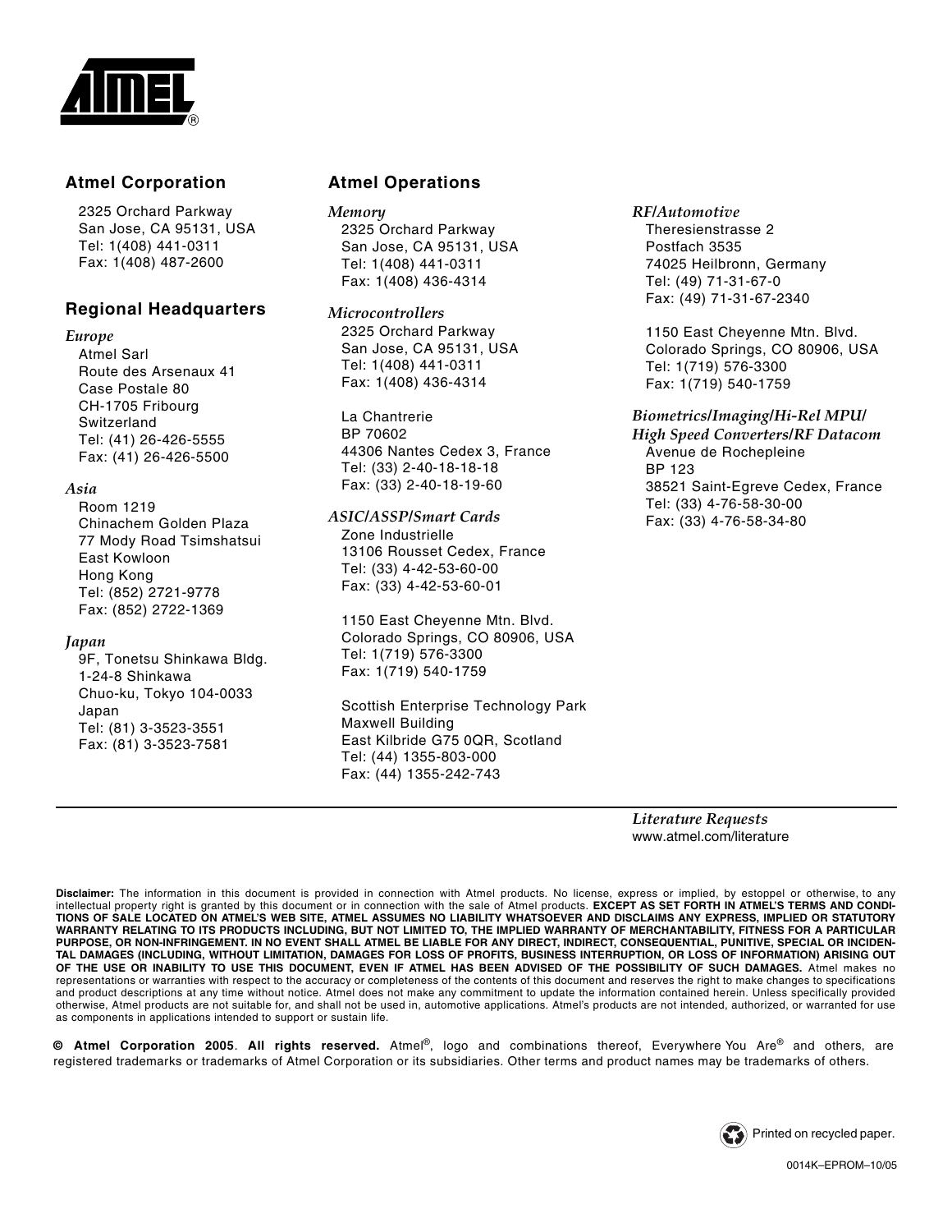## Atmel Corporation

2325 Orchard Parkway
San Jose, CA 95131, USA
Tel: 1(408) 441-0311
Fax: 1(408) 487-2600

## Regional Headquarters

*Europe*
Atmel Sarl
Route des Arsenaux 41
Case Postale 80
CH-1705 Fribourg
Switzerland
Tel: (41) 26-426-5555
Fax: (41) 26-426-5500

*Asia*
Room 1219
Chinachem Golden Plaza
77 Mody Road Tsimshatsui
East Kowloon
Hong Kong
Tel: (852) 2721-9778
Fax: (852) 2722-1369

*Japan*
9F, Tonetsu Shinkawa Bldg.
1-24-8 Shinkawa
Chuo-ku, Tokyo 104-0033
Japan
Tel: (81) 3-3523-3551
Fax: (81) 3-3523-7581

## Atmel Operations

*Memory*
2325 Orchard Parkway
San Jose, CA 95131, USA
Tel: 1(408) 441-0311
Fax: 1(408) 436-4314

*Microcontrollers*
2325 Orchard Parkway
San Jose, CA 95131, USA
Tel: 1(408) 441-0311
Fax: 1(408) 436-4314

La Chantrerie
BP 70602
44306 Nantes Cedex 3, France
Tel: (33) 2-40-18-18-18
Fax: (33) 2-40-18-19-60

*ASIC/ASSP/Smart Cards*
Zone Industrielle
13106 Rousset Cedex, France
Tel: (33) 4-42-53-60-00
Fax: (33) 4-42-53-60-01

1150 East Cheyenne Mtn. Blvd.
Colorado Springs, CO 80906, USA
Tel: 1(719) 576-3300
Fax: 1(719) 540-1759

Scottish Enterprise Technology Park
Maxwell Building
East Kilbride G75 0QR, Scotland
Tel: (44) 1355-803-000
Fax: (44) 1355-242-743

*RF/Automotive*
Theresienstrasse 2
Postfach 3535
74025 Heilbronn, Germany
Tel: (49) 71-31-67-0
Fax: (49) 71-31-67-2340

1150 East Cheyenne Mtn. Blvd.
Colorado Springs, CO 80906, USA
Tel: 1(719) 576-3300
Fax: 1(719) 540-1759

*Biometrics/Imaging/Hi-Rel MPU/ High Speed Converters/RF Datacom*
Avenue de Rochepleine
BP 123
38521 Saint-Egreve Cedex, France
Tel: (33) 4-76-58-30-00
Fax: (33) 4-76-58-34-80

---

*Literature Requests*
www.atmel.com/literature

**Disclaimer:** The information in this document is provided in connection with Atmel products. No license, express or implied, by estoppel or otherwise, to any intellectual property right is granted by this document or in connection with the sale of Atmel products. **EXCEPT AS SET FORTH IN ATMEL'S TERMS AND CONDITIONS OF SALE LOCATED ON ATMEL'S WEB SITE, ATMEL ASSUMES NO LIABILITY WHATSOEVER AND DISCLAIMS ANY EXPRESS, IMPLIED OR STATUTORY WARRANTY RELATING TO ITS PRODUCTS INCLUDING, BUT NOT LIMITED TO, THE IMPLIED WARRANTY OF MERCHANTABILITY, FITNESS FOR A PARTICULAR PURPOSE, OR NON-INFRINGEMENT. IN NO EVENT SHALL ATMEL BE LIABLE FOR ANY DIRECT, INDIRECT, CONSEQUENTIAL, PUNITIVE, SPECIAL OR INCIDENTAL DAMAGES (INCLUDING, WITHOUT LIMITATION, DAMAGES FOR LOSS OF PROFITS, BUSINESS INTERRUPTION, OR LOSS OF INFORMATION) ARISING OUT OF THE USE OR INABILITY TO USE THIS DOCUMENT, EVEN IF ATMEL HAS BEEN ADVISED OF THE POSSIBILITY OF SUCH DAMAGES.** Atmel makes no representations or warranties with respect to the accuracy or completeness of the contents of this document and reserves the right to make changes to specifications and product descriptions at any time without notice. Atmel does not make any commitment to update the information contained herein. Unless specifically provided otherwise, Atmel products are not suitable for, and shall not be used in, automotive applications. Atmel's products are not intended, authorized, or warranted for use as components in applications intended to support or sustain life.

**© Atmel Corporation 2005. All rights reserved.** Atmel®, logo and combinations thereof, Everywhere You Are® and others, are registered trademarks or trademarks of Atmel Corporation or its subsidiaries. Other terms and product names may be trademarks of others.

Printed on recycled paper.

0014K–EPROM–10/05